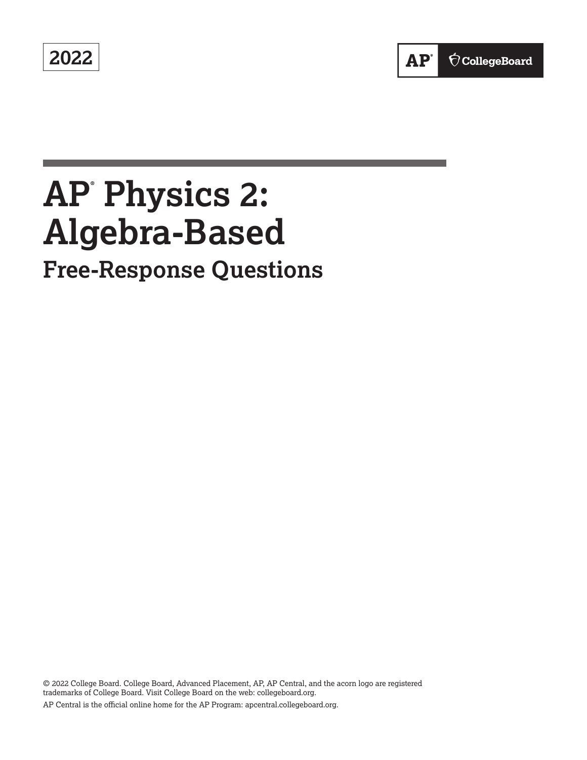2022

AP® CollegeBoard

# AP® Physics 2: Algebra-Based

## Free-Response Questions

© 2022 College Board. College Board, Advanced Placement, AP, AP Central, and the acorn logo are registered trademarks of College Board. Visit College Board on the web: collegeboard.org.

AP Central is the official online home for the AP Program: apcentral.collegeboard.org.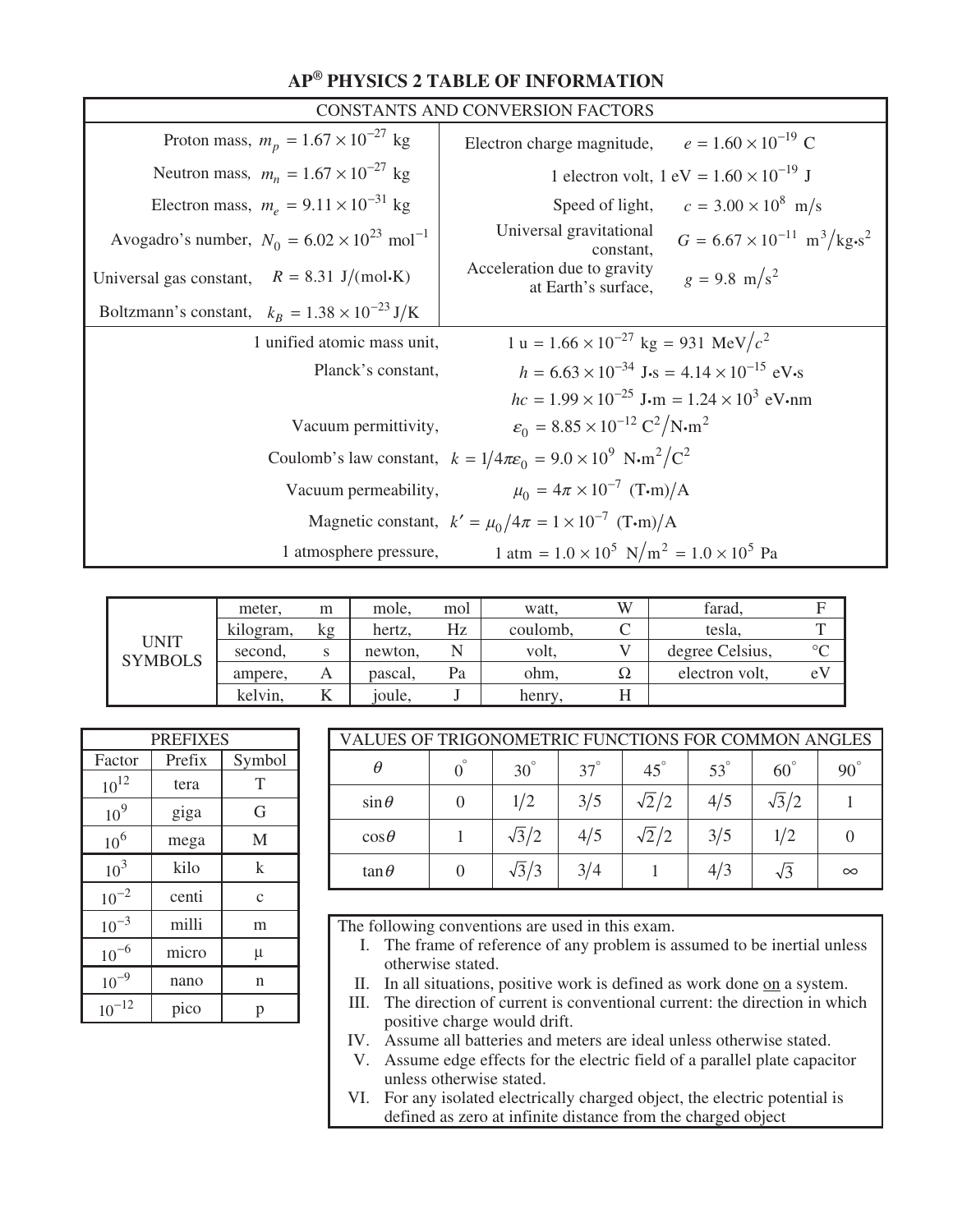# AP® PHYSICS 2 TABLE OF INFORMATION

| CONSTANTS AND CONVERSION FACTORS | |
|---|---|
| Proton mass, $m_p = 1.67 \times 10^{-27}$ kg | Electron charge magnitude, $e = 1.60 \times 10^{-19}$ C |
| Neutron mass, $m_n = 1.67 \times 10^{-27}$ kg | 1 electron volt, $1\text{ eV} = 1.60 \times 10^{-19}$ J |
| Electron mass, $m_e = 9.11 \times 10^{-31}$ kg | Speed of light, $c = 3.00 \times 10^{8}$ m/s |
| Avogadro's number, $N_0 = 6.02 \times 10^{23}\ \text{mol}^{-1}$ | Universal gravitational constant, $G = 6.67 \times 10^{-11}\ \text{m}^3/\text{kg}\cdot\text{s}^2$ |
| Universal gas constant, $R = 8.31$ J/(mol•K) | Acceleration due to gravity at Earth's surface, $g = 9.8\ \text{m/s}^2$ |
| Boltzmann's constant, $k_B = 1.38 \times 10^{-23}$ J/K | |
| 1 unified atomic mass unit, | $1\text{ u} = 1.66 \times 10^{-27}\text{ kg} = 931\ \text{MeV}/c^2$ |
| Planck's constant, | $h = 6.63 \times 10^{-34}\ \text{J}\cdot\text{s} = 4.14 \times 10^{-15}\ \text{eV}\cdot\text{s}$ |
| | $hc = 1.99 \times 10^{-25}\ \text{J}\cdot\text{m} = 1.24 \times 10^{3}\ \text{eV}\cdot\text{nm}$ |
| Vacuum permittivity, | $\varepsilon_0 = 8.85 \times 10^{-12}\ \text{C}^2/\text{N}\cdot\text{m}^2$ |
| Coulomb's law constant, | $k = 1/4\pi\varepsilon_0 = 9.0 \times 10^{9}\ \text{N}\cdot\text{m}^2/\text{C}^2$ |
| Vacuum permeability, | $\mu_0 = 4\pi \times 10^{-7}$ (T•m)/A |
| Magnetic constant, | $k' = \mu_0/4\pi = 1 \times 10^{-7}$ (T•m)/A |
| 1 atmosphere pressure, | $1\text{ atm} = 1.0 \times 10^{5}\ \text{N/m}^2 = 1.0 \times 10^{5}$ Pa |

| UNIT SYMBOLS | | | | | | | | |
|---|---|---|---|---|---|---|---|---|
| | meter, | m | mole, | mol | watt, | W | farad, | F |
| | kilogram, | kg | hertz, | Hz | coulomb, | C | tesla, | T |
| | second, | s | newton, | N | volt, | V | degree Celsius, | °C |
| | ampere, | A | pascal, | Pa | ohm, | Ω | electron volt, | eV |
| | kelvin, | K | joule, | J | henry, | H | | |

| PREFIXES | | |
|---|---|---|
| Factor | Prefix | Symbol |
| $10^{12}$ | tera | T |
| $10^{9}$ | giga | G |
| $10^{6}$ | mega | M |
| $10^{3}$ | kilo | k |
| $10^{-2}$ | centi | c |
| $10^{-3}$ | milli | m |
| $10^{-6}$ | micro | μ |
| $10^{-9}$ | nano | n |
| $10^{-12}$ | pico | p |

| VALUES OF TRIGONOMETRIC FUNCTIONS FOR COMMON ANGLES | | | | | | | |
|---|---|---|---|---|---|---|---|
| $\theta$ | $0^\circ$ | $30^\circ$ | $37^\circ$ | $45^\circ$ | $53^\circ$ | $60^\circ$ | $90^\circ$ |
| $\sin\theta$ | 0 | $1/2$ | $3/5$ | $\sqrt{2}/2$ | $4/5$ | $\sqrt{3}/2$ | 1 |
| $\cos\theta$ | 1 | $\sqrt{3}/2$ | $4/5$ | $\sqrt{2}/2$ | $3/5$ | $1/2$ | 0 |
| $\tan\theta$ | 0 | $\sqrt{3}/3$ | $3/4$ | 1 | $4/3$ | $\sqrt{3}$ | $\infty$ |

The following conventions are used in this exam.

I. The frame of reference of any problem is assumed to be inertial unless otherwise stated.

II. In all situations, positive work is defined as work done on a system.

III. The direction of current is conventional current: the direction in which positive charge would drift.

IV. Assume all batteries and meters are ideal unless otherwise stated.

V. Assume edge effects for the electric field of a parallel plate capacitor unless otherwise stated.

VI. For any isolated electrically charged object, the electric potential is defined as zero at infinite distance from the charged object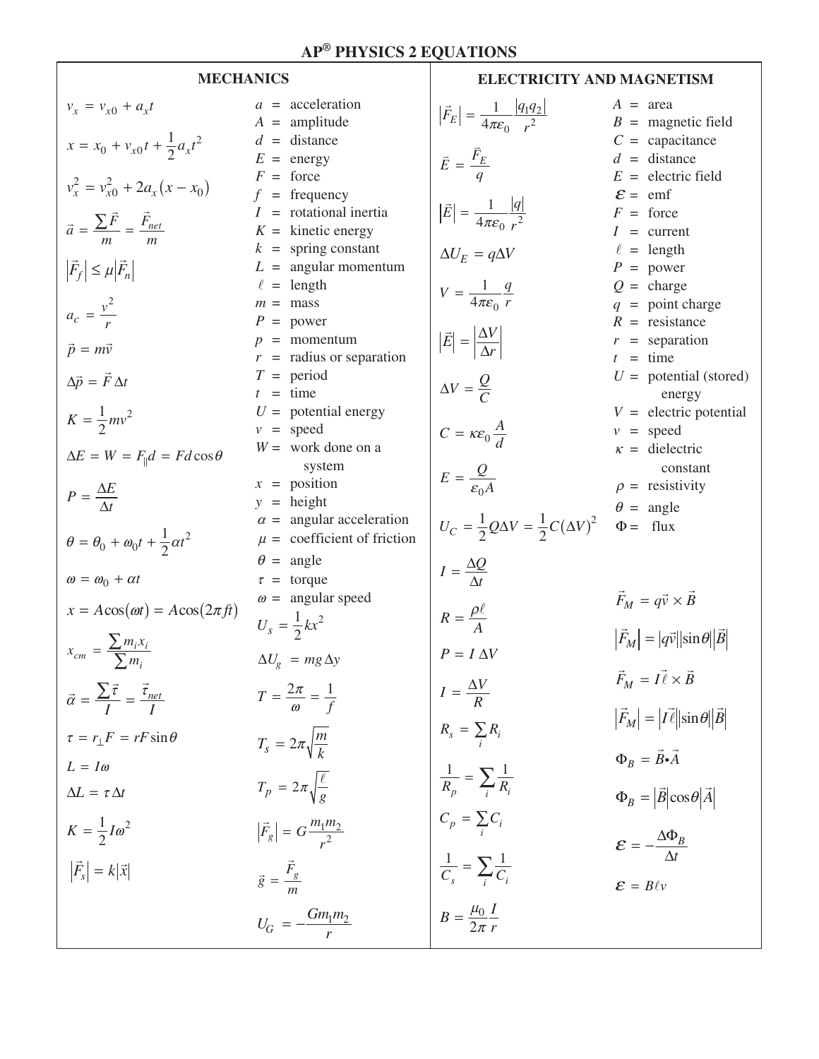# AP® PHYSICS 2 EQUATIONS

## MECHANICS

$$v_x = v_{x0} + a_x t$$

$$x = x_0 + v_{x0} t + \frac{1}{2} a_x t^2$$

$$v_x^2 = v_{x0}^2 + 2a_x (x - x_0)$$

$$\vec{a} = \frac{\sum \vec{F}}{m} = \frac{\vec{F}_{net}}{m}$$

$$|\vec{F}_f| \le \mu |\vec{F}_n|$$

$$a_c = \frac{v^2}{r}$$

$$\vec{p} = m\vec{v}$$

$$\Delta \vec{p} = \vec{F} \Delta t$$

$$K = \frac{1}{2} m v^2$$

$$\Delta E = W = F_{\parallel} d = F d \cos\theta$$

$$P = \frac{\Delta E}{\Delta t}$$

$$\theta = \theta_0 + \omega_0 t + \frac{1}{2} \alpha t^2$$

$$\omega = \omega_0 + \alpha t$$

$$x = A\cos(\omega t) = A\cos(2\pi f t)$$

$$x_{cm} = \frac{\sum m_i x_i}{\sum m_i}$$

$$\vec{\alpha} = \frac{\sum \vec{\tau}}{I} = \frac{\vec{\tau}_{net}}{I}$$

$$\tau = r_{\perp} F = r F \sin\theta$$

$$L = I\omega$$

$$\Delta L = \tau \Delta t$$

$$K = \frac{1}{2} I \omega^2$$

$$|\vec{F}_s| = k|\vec{x}|$$

$$U_s = \frac{1}{2} k x^2$$

$$\Delta U_g = mg\Delta y$$

$$T = \frac{2\pi}{\omega} = \frac{1}{f}$$

$$T_s = 2\pi\sqrt{\frac{m}{k}}$$

$$T_p = 2\pi\sqrt{\frac{\ell}{g}}$$

$$|\vec{F}_g| = G\frac{m_1 m_2}{r^2}$$

$$\vec{g} = \frac{\vec{F}_g}{m}$$

$$U_G = -\frac{G m_1 m_2}{r}$$

$a$ = acceleration
$A$ = amplitude
$d$ = distance
$E$ = energy
$F$ = force
$f$ = frequency
$I$ = rotational inertia
$K$ = kinetic energy
$k$ = spring constant
$L$ = angular momentum
$\ell$ = length
$m$ = mass
$P$ = power
$p$ = momentum
$r$ = radius or separation
$T$ = period
$t$ = time
$U$ = potential energy
$v$ = speed
$W$ = work done on a system
$x$ = position
$y$ = height
$\alpha$ = angular acceleration
$\mu$ = coefficient of friction
$\theta$ = angle
$\tau$ = torque
$\omega$ = angular speed

## ELECTRICITY AND MAGNETISM

$$|\vec{F}_E| = \frac{1}{4\pi\varepsilon_0} \frac{|q_1 q_2|}{r^2}$$

$$\vec{E} = \frac{\vec{F}_E}{q}$$

$$|\vec{E}| = \frac{1}{4\pi\varepsilon_0} \frac{|q|}{r^2}$$

$$\Delta U_E = q\Delta V$$

$$V = \frac{1}{4\pi\varepsilon_0} \frac{q}{r}$$

$$|\vec{E}| = \left|\frac{\Delta V}{\Delta r}\right|$$

$$\Delta V = \frac{Q}{C}$$

$$C = \kappa\varepsilon_0 \frac{A}{d}$$

$$E = \frac{Q}{\varepsilon_0 A}$$

$$U_C = \frac{1}{2} Q\Delta V = \frac{1}{2} C(\Delta V)^2$$

$$I = \frac{\Delta Q}{\Delta t}$$

$$R = \frac{\rho \ell}{A}$$

$$P = I\Delta V$$

$$I = \frac{\Delta V}{R}$$

$$R_s = \sum_i R_i$$

$$\frac{1}{R_p} = \sum_i \frac{1}{R_i}$$

$$C_p = \sum_i C_i$$

$$\frac{1}{C_s} = \sum_i \frac{1}{C_i}$$

$$B = \frac{\mu_0}{2\pi} \frac{I}{r}$$

$A$ = area
$B$ = magnetic field
$C$ = capacitance
$d$ = distance
$E$ = electric field
$\mathcal{E}$ = emf
$F$ = force
$I$ = current
$\ell$ = length
$P$ = power
$Q$ = charge
$q$ = point charge
$R$ = resistance
$r$ = separation
$t$ = time
$U$ = potential (stored) energy
$V$ = electric potential
$v$ = speed
$\kappa$ = dielectric constant
$\rho$ = resistivity
$\theta$ = angle
$\Phi$ = flux

$$\vec{F}_M = q\vec{v} \times \vec{B}$$

$$|\vec{F}_M| = |q\vec{v}||\sin\theta||\vec{B}|$$

$$\vec{F}_M = I\vec{\ell} \times \vec{B}$$

$$|\vec{F}_M| = |I\vec{\ell}||\sin\theta||\vec{B}|$$

$$\Phi_B = \vec{B} \cdot \vec{A}$$

$$\Phi_B = |\vec{B}|\cos\theta|\vec{A}|$$

$$\mathcal{E} = -\frac{\Delta\Phi_B}{\Delta t}$$

$$\mathcal{E} = B\ell v$$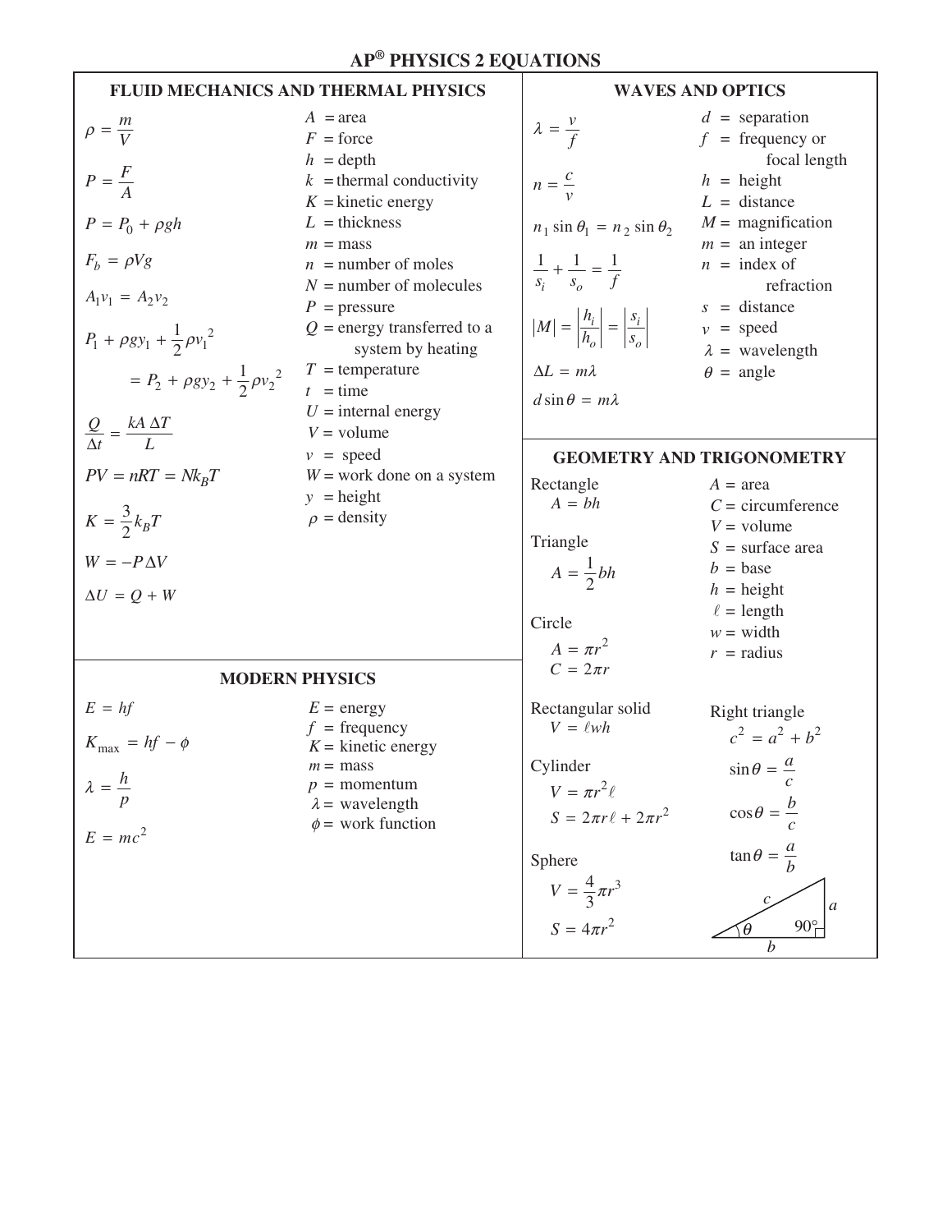# AP® PHYSICS 2 EQUATIONS

## FLUID MECHANICS AND THERMAL PHYSICS

$$\rho = \frac{m}{V}$$

$$P = \frac{F}{A}$$

$$P = P_0 + \rho g h$$

$$F_b = \rho V g$$

$$A_1 v_1 = A_2 v_2$$

$$P_1 + \rho g y_1 + \frac{1}{2}\rho v_1^2 = P_2 + \rho g y_2 + \frac{1}{2}\rho v_2^2$$

$$\frac{Q}{\Delta t} = \frac{kA\,\Delta T}{L}$$

$$PV = nRT = Nk_BT$$

$$K = \frac{3}{2}k_BT$$

$$W = -P\Delta V$$

$$\Delta U = Q + W$$

- $A$ = area
- $F$ = force
- $h$ = depth
- $k$ = thermal conductivity
- $K$ = kinetic energy
- $L$ = thickness
- $m$ = mass
- $n$ = number of moles
- $N$ = number of molecules
- $P$ = pressure
- $Q$ = energy transferred to a system by heating
- $T$ = temperature
- $t$ = time
- $U$ = internal energy
- $V$ = volume
- $v$ = speed
- $W$ = work done on a system
- $y$ = height
- $\rho$ = density

## MODERN PHYSICS

$$E = hf$$

$$K_{\max} = hf - \phi$$

$$\lambda = \frac{h}{p}$$

$$E = mc^2$$

- $E$ = energy
- $f$ = frequency
- $K$ = kinetic energy
- $m$ = mass
- $p$ = momentum
- $\lambda$ = wavelength
- $\phi$ = work function

## WAVES AND OPTICS

$$\lambda = \frac{v}{f}$$

$$n = \frac{c}{v}$$

$$n_1 \sin\theta_1 = n_2 \sin\theta_2$$

$$\frac{1}{s_i} + \frac{1}{s_o} = \frac{1}{f}$$

$$|M| = \left|\frac{h_i}{h_o}\right| = \left|\frac{s_i}{s_o}\right|$$

$$\Delta L = m\lambda$$

$$d\sin\theta = m\lambda$$

- $d$ = separation
- $f$ = frequency or focal length
- $h$ = height
- $L$ = distance
- $M$ = magnification
- $m$ = an integer
- $n$ = index of refraction
- $s$ = distance
- $v$ = speed
- $\lambda$ = wavelength
- $\theta$ = angle

## GEOMETRY AND TRIGONOMETRY

Rectangle
$$A = bh$$

Triangle
$$A = \frac{1}{2}bh$$

Circle
$$A = \pi r^2$$
$$C = 2\pi r$$

Rectangular solid
$$V = \ell w h$$

Cylinder
$$V = \pi r^2 \ell$$
$$S = 2\pi r \ell + 2\pi r^2$$

Sphere
$$V = \frac{4}{3}\pi r^3$$
$$S = 4\pi r^2$$

Right triangle
$$c^2 = a^2 + b^2$$
$$\sin\theta = \frac{a}{c}$$
$$\cos\theta = \frac{b}{c}$$
$$\tan\theta = \frac{a}{b}$$

- $A$ = area
- $C$ = circumference
- $V$ = volume
- $S$ = surface area
- $b$ = base
- $h$ = height
- $\ell$ = length
- $w$ = width
- $r$ = radius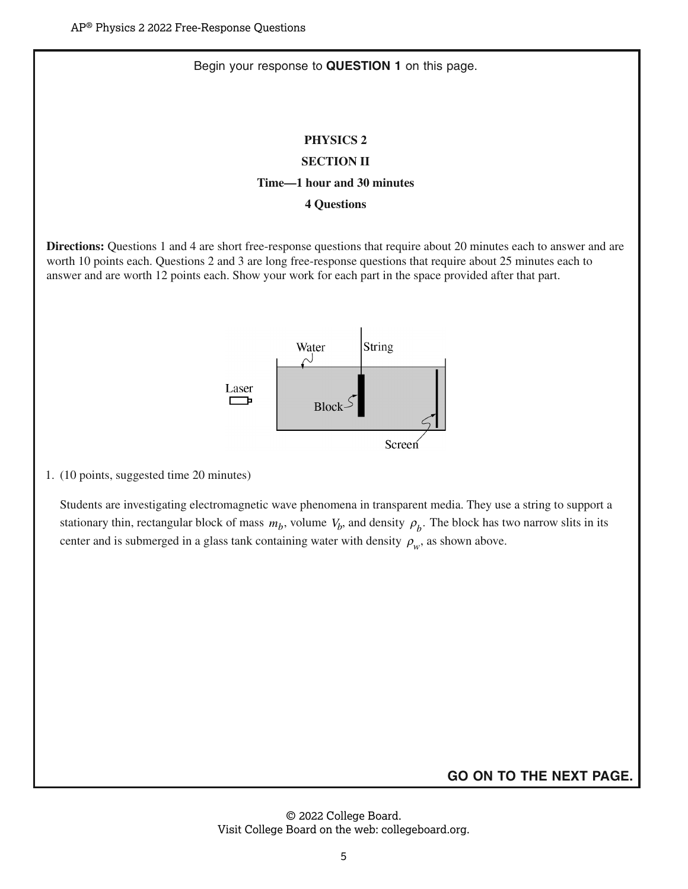Begin your response to **QUESTION 1** on this page.

**PHYSICS 2**

**SECTION II**

**Time—1 hour and 30 minutes**

**4 Questions**

**Directions:** Questions 1 and 4 are short free-response questions that require about 20 minutes each to answer and are worth 10 points each. Questions 2 and 3 are long free-response questions that require about 25 minutes each to answer and are worth 12 points each. Show your work for each part in the space provided after that part.

Water String Laser Block Screen

1. (10 points, suggested time 20 minutes)

Students are investigating electromagnetic wave phenomena in transparent media. They use a string to support a stationary thin, rectangular block of mass $m_b$, volume $V_b$, and density $\rho_b$. The block has two narrow slits in its center and is submerged in a glass tank containing water with density $\rho_w$, as shown above.

**GO ON TO THE NEXT PAGE.**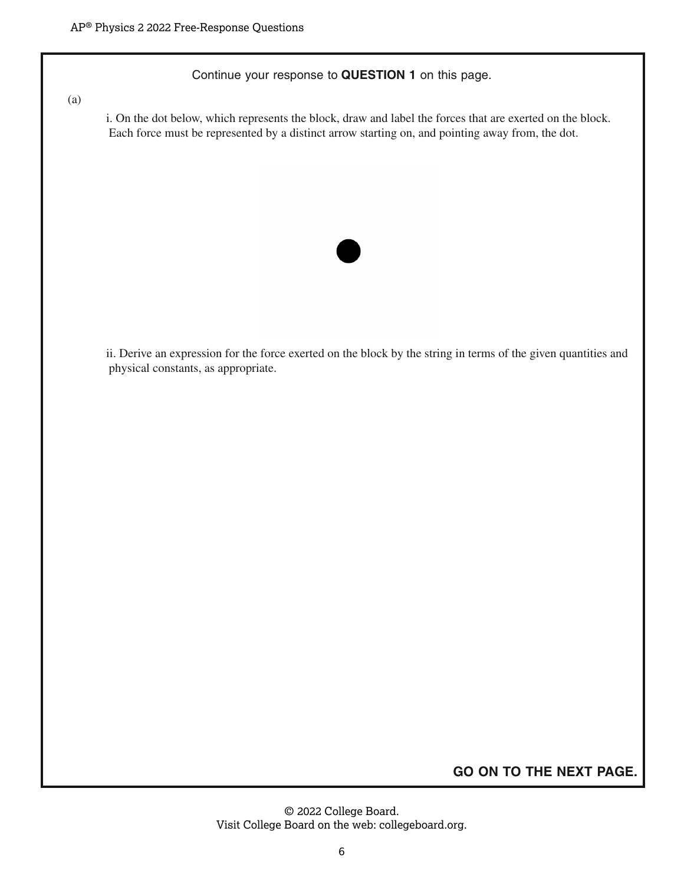Continue your response to **QUESTION 1** on this page.

(a)

i. On the dot below, which represents the block, draw and label the forces that are exerted on the block. Each force must be represented by a distinct arrow starting on, and pointing away from, the dot.

ii. Derive an expression for the force exerted on the block by the string in terms of the given quantities and physical constants, as appropriate.

**GO ON TO THE NEXT PAGE.**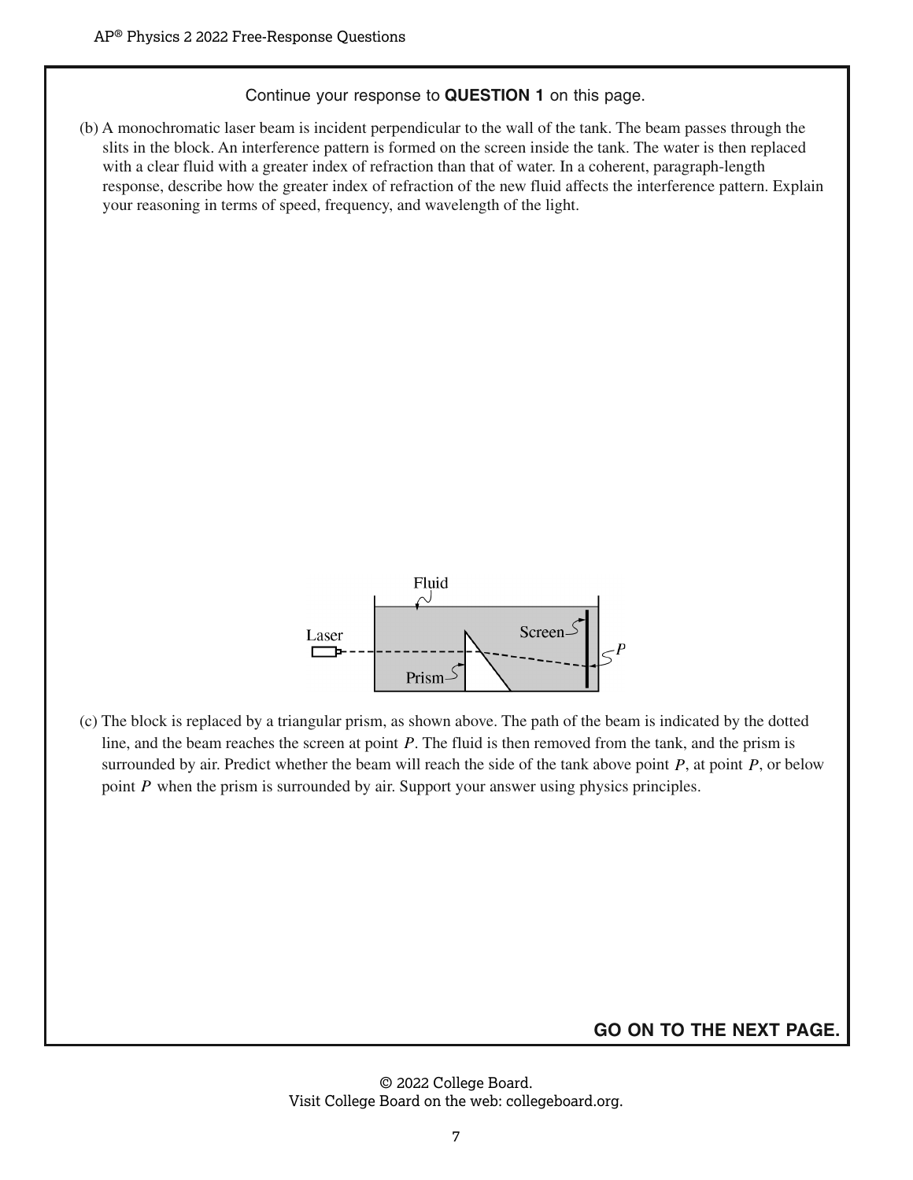Continue your response to **QUESTION 1** on this page.

(b) A monochromatic laser beam is incident perpendicular to the wall of the tank. The beam passes through the slits in the block. An interference pattern is formed on the screen inside the tank. The water is then replaced with a clear fluid with a greater index of refraction than that of water. In a coherent, paragraph-length response, describe how the greater index of refraction of the new fluid affects the interference pattern. Explain your reasoning in terms of speed, frequency, and wavelength of the light.

(c) The block is replaced by a triangular prism, as shown above. The path of the beam is indicated by the dotted line, and the beam reaches the screen at point $P$. The fluid is then removed from the tank, and the prism is surrounded by air. Predict whether the beam will reach the side of the tank above point $P$, at point $P$, or below point $P$ when the prism is surrounded by air. Support your answer using physics principles.

**GO ON TO THE NEXT PAGE.**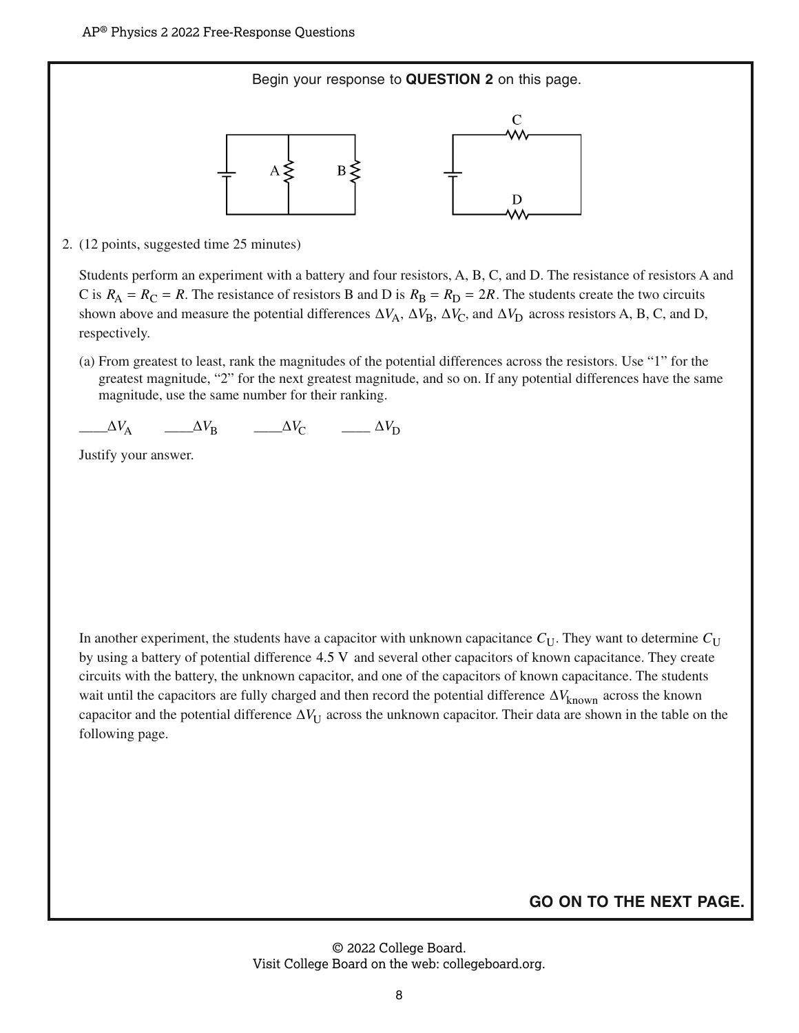Begin your response to **QUESTION 2** on this page.

2. (12 points, suggested time 25 minutes)

Students perform an experiment with a battery and four resistors, A, B, C, and D. The resistance of resistors A and C is $R_A = R_C = R$. The resistance of resistors B and D is $R_B = R_D = 2R$. The students create the two circuits shown above and measure the potential differences $\Delta V_A$, $\Delta V_B$, $\Delta V_C$, and $\Delta V_D$ across resistors A, B, C, and D, respectively.

(a) From greatest to least, rank the magnitudes of the potential differences across the resistors. Use "1" for the greatest magnitude, "2" for the next greatest magnitude, and so on. If any potential differences have the same magnitude, use the same number for their ranking.

____$\Delta V_A$ ____$\Delta V_B$ ____$\Delta V_C$ ____ $\Delta V_D$

Justify your answer.

In another experiment, the students have a capacitor with unknown capacitance $C_U$. They want to determine $C_U$ by using a battery of potential difference 4.5 V and several other capacitors of known capacitance. They create circuits with the battery, the unknown capacitor, and one of the capacitors of known capacitance. The students wait until the capacitors are fully charged and then record the potential difference $\Delta V_{known}$ across the known capacitor and the potential difference $\Delta V_U$ across the unknown capacitor. Their data are shown in the table on the following page.

**GO ON TO THE NEXT PAGE.**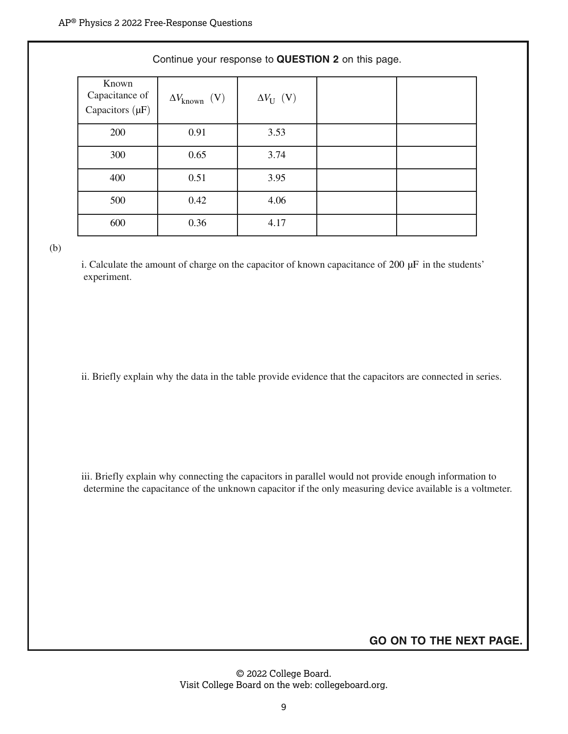Continue your response to **QUESTION 2** on this page.

| Known Capacitance of Capacitors (μF) | $\Delta V_{\text{known}}$ (V) | $\Delta V_{\text{U}}$ (V) | | |
|---|---|---|---|---|
| 200 | 0.91 | 3.53 | | |
| 300 | 0.65 | 3.74 | | |
| 400 | 0.51 | 3.95 | | |
| 500 | 0.42 | 4.06 | | |
| 600 | 0.36 | 4.17 | | |

(b)

i. Calculate the amount of charge on the capacitor of known capacitance of 200 μF in the students' experiment.

ii. Briefly explain why the data in the table provide evidence that the capacitors are connected in series.

iii. Briefly explain why connecting the capacitors in parallel would not provide enough information to determine the capacitance of the unknown capacitor if the only measuring device available is a voltmeter.

**GO ON TO THE NEXT PAGE.**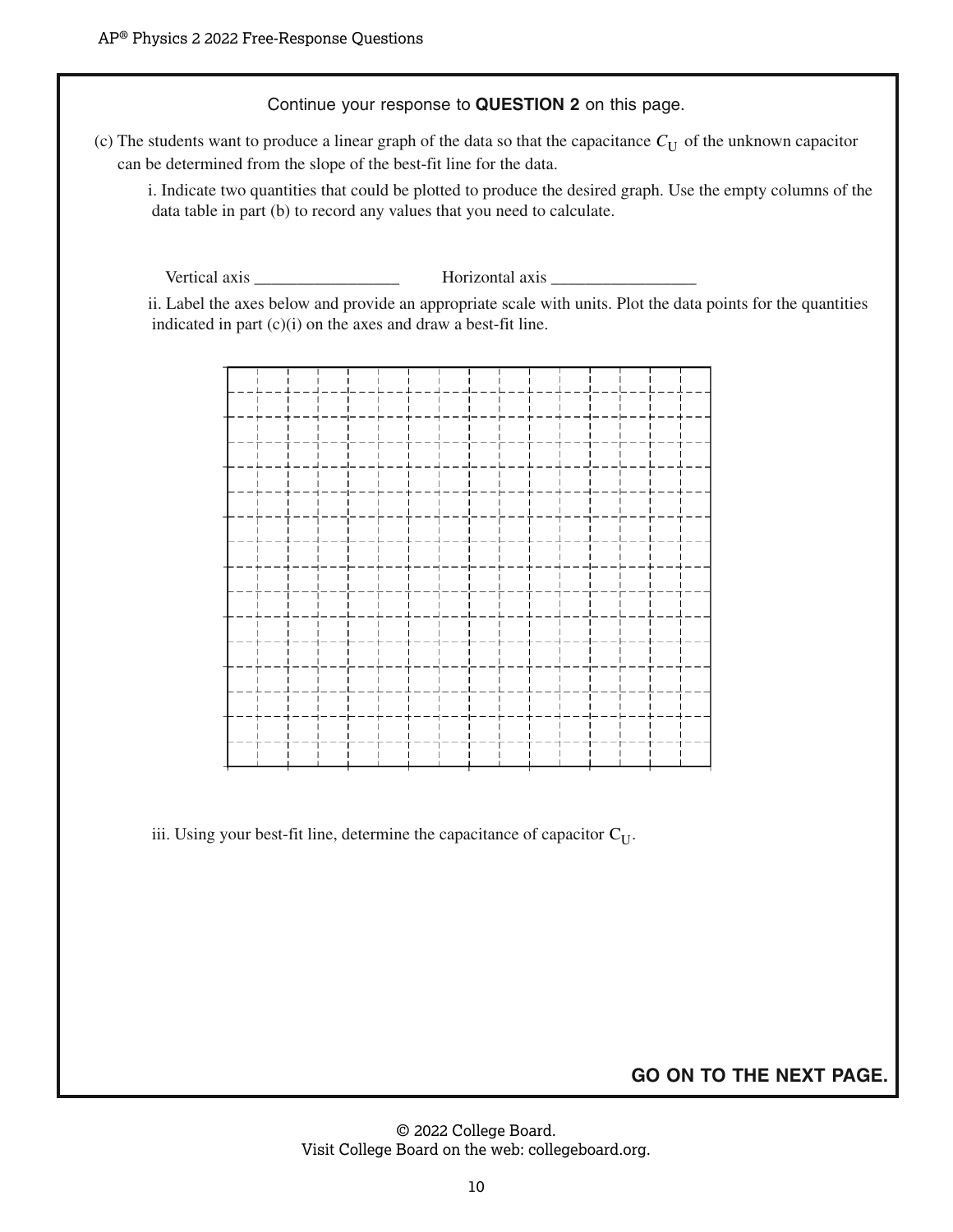Continue your response to **QUESTION 2** on this page.

(c) The students want to produce a linear graph of the data so that the capacitance $C_U$ of the unknown capacitor can be determined from the slope of the best-fit line for the data.

i. Indicate two quantities that could be plotted to produce the desired graph. Use the empty columns of the data table in part (b) to record any values that you need to calculate.

Vertical axis _________________ Horizontal axis _________________

ii. Label the axes below and provide an appropriate scale with units. Plot the data points for the quantities indicated in part (c)(i) on the axes and draw a best-fit line.

iii. Using your best-fit line, determine the capacitance of capacitor $C_U$.

**GO ON TO THE NEXT PAGE.**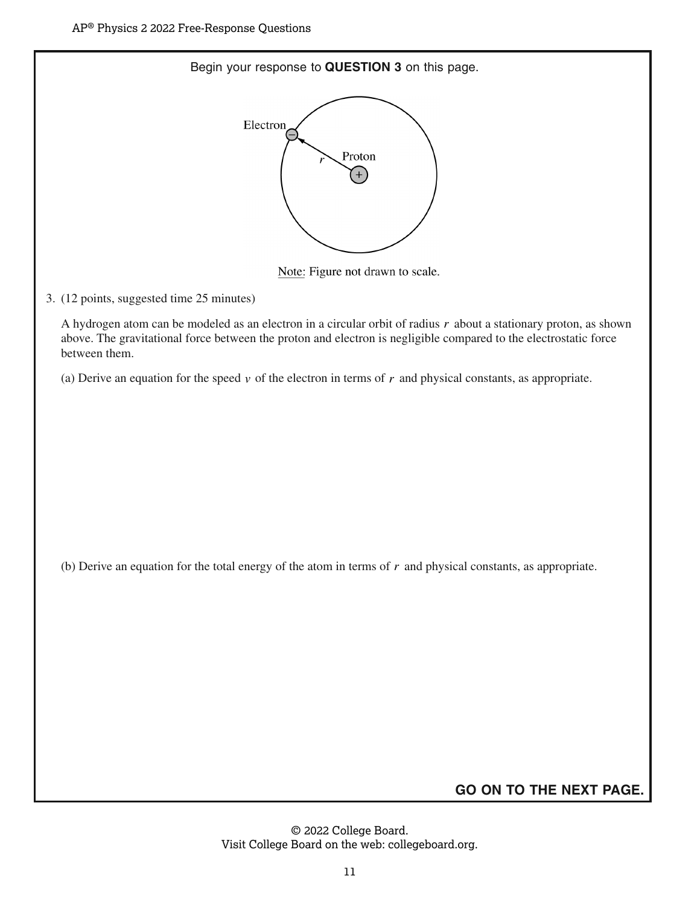Begin your response to **QUESTION 3** on this page.

Note: Figure not drawn to scale.

3. (12 points, suggested time 25 minutes)

   A hydrogen atom can be modeled as an electron in a circular orbit of radius $r$ about a stationary proton, as shown above. The gravitational force between the proton and electron is negligible compared to the electrostatic force between them.

   (a) Derive an equation for the speed $v$ of the electron in terms of $r$ and physical constants, as appropriate.

   (b) Derive an equation for the total energy of the atom in terms of $r$ and physical constants, as appropriate.

**GO ON TO THE NEXT PAGE.**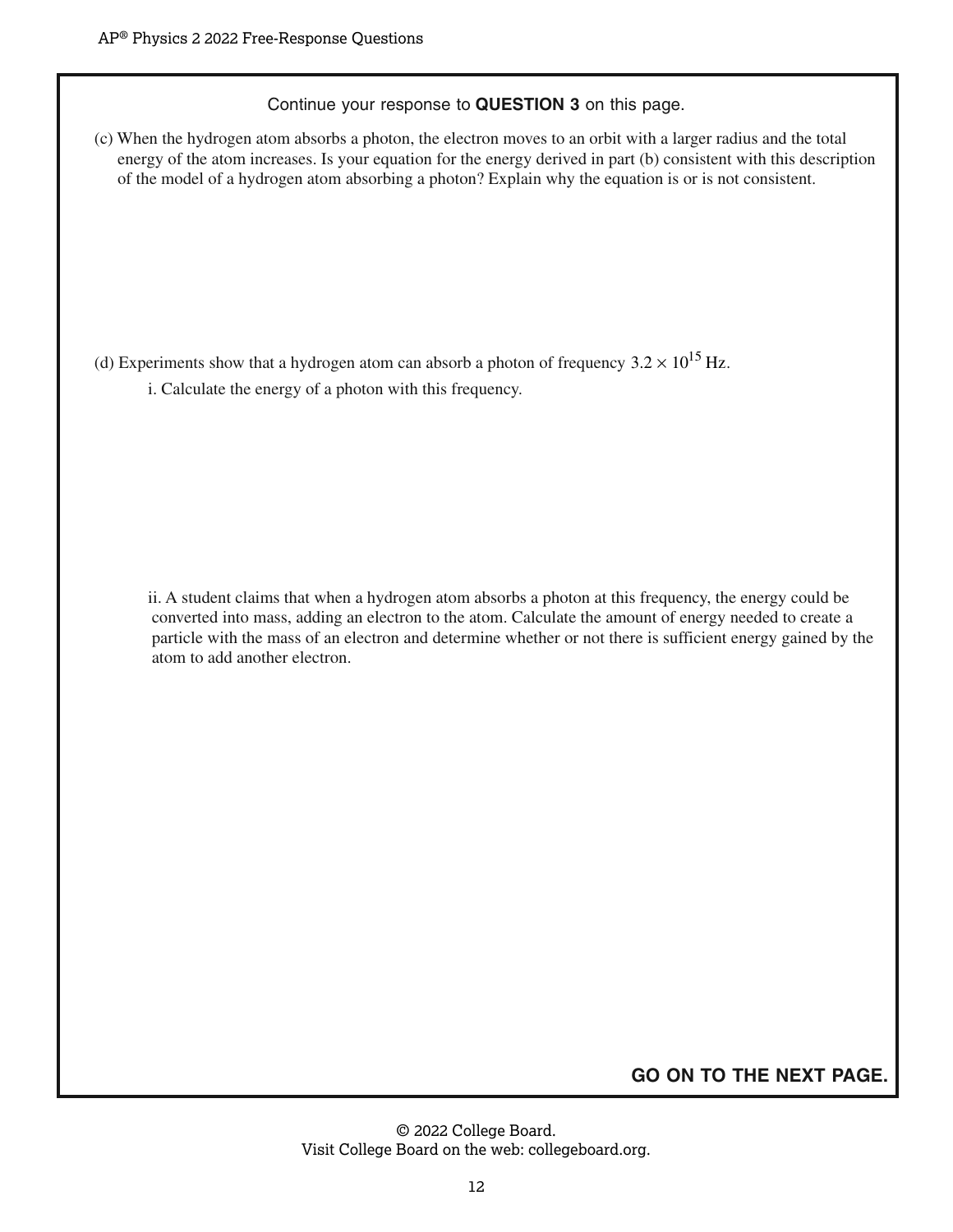Continue your response to **QUESTION 3** on this page.

(c) When the hydrogen atom absorbs a photon, the electron moves to an orbit with a larger radius and the total energy of the atom increases. Is your equation for the energy derived in part (b) consistent with this description of the model of a hydrogen atom absorbing a photon? Explain why the equation is or is not consistent.

(d) Experiments show that a hydrogen atom can absorb a photon of frequency $3.2 \times 10^{15}$ Hz.

i. Calculate the energy of a photon with this frequency.

ii. A student claims that when a hydrogen atom absorbs a photon at this frequency, the energy could be converted into mass, adding an electron to the atom. Calculate the amount of energy needed to create a particle with the mass of an electron and determine whether or not there is sufficient energy gained by the atom to add another electron.

**GO ON TO THE NEXT PAGE.**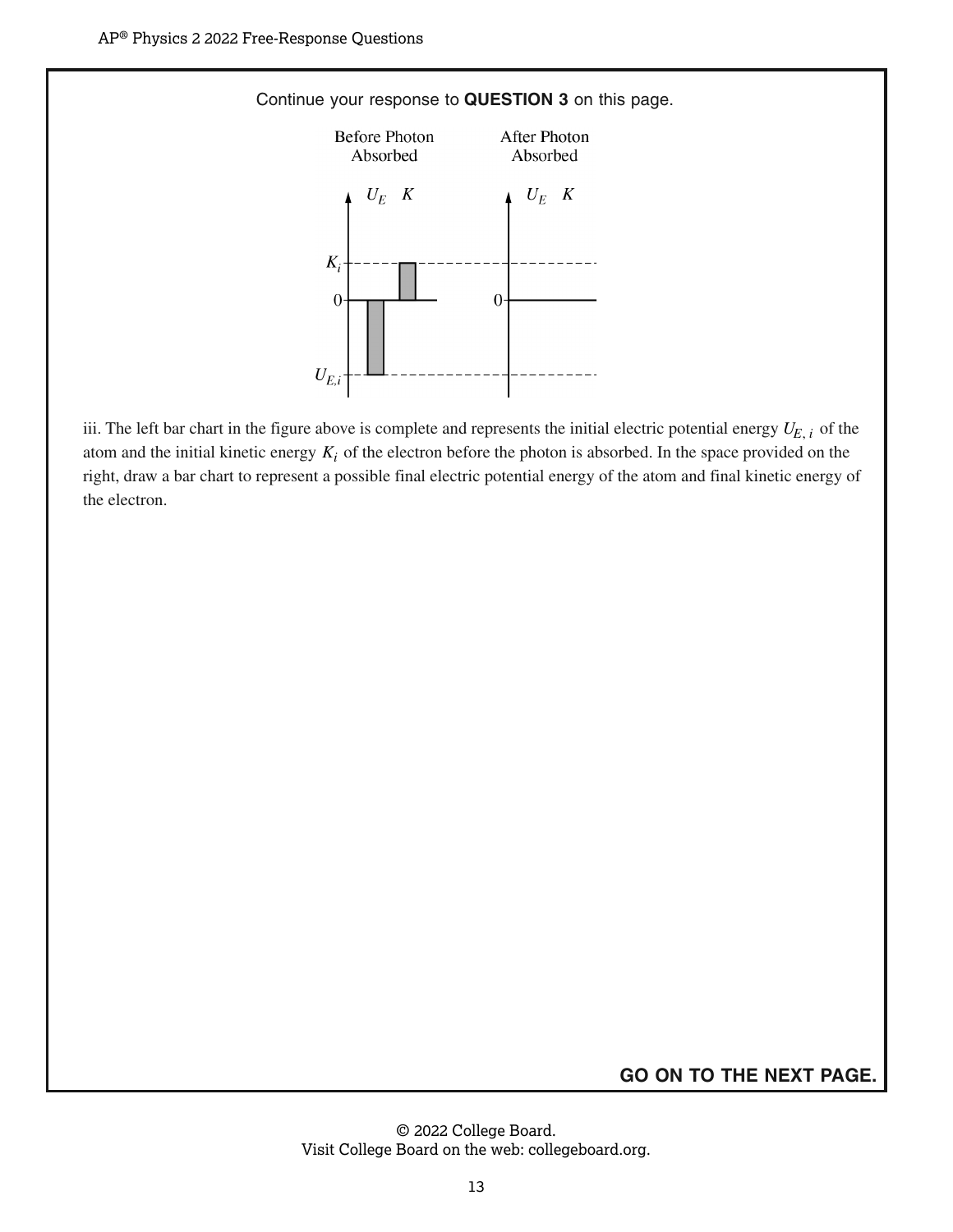Continue your response to **QUESTION 3** on this page.

Before Photon Absorbed | After Photon Absorbed

iii. The left bar chart in the figure above is complete and represents the initial electric potential energy $U_{E,i}$ of the atom and the initial kinetic energy $K_i$ of the electron before the photon is absorbed. In the space provided on the right, draw a bar chart to represent a possible final electric potential energy of the atom and final kinetic energy of the electron.

**GO ON TO THE NEXT PAGE.**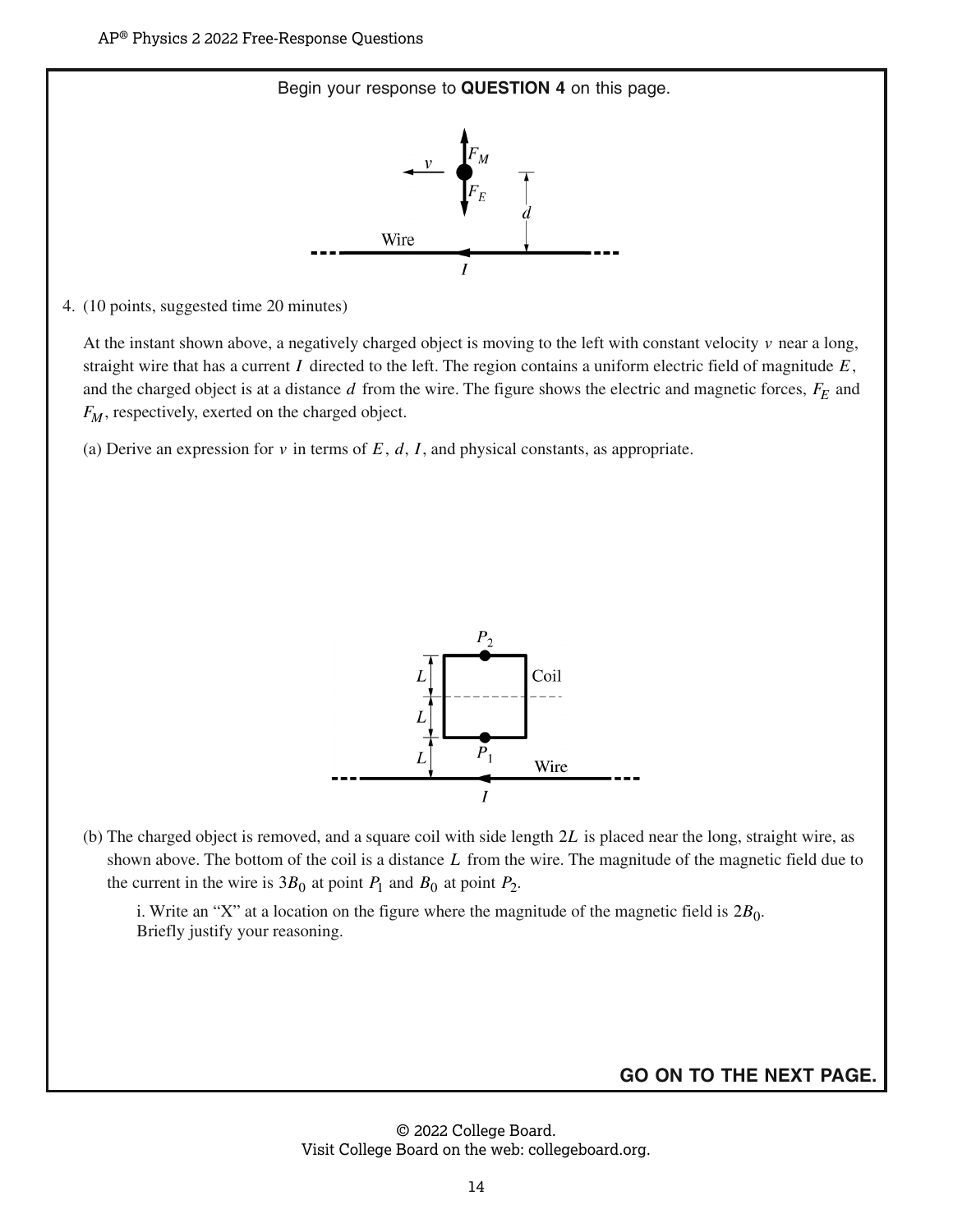Begin your response to **QUESTION 4** on this page.

4. (10 points, suggested time 20 minutes)

At the instant shown above, a negatively charged object is moving to the left with constant velocity $v$ near a long, straight wire that has a current $I$ directed to the left. The region contains a uniform electric field of magnitude $E$, and the charged object is at a distance $d$ from the wire. The figure shows the electric and magnetic forces, $F_E$ and $F_M$, respectively, exerted on the charged object.

(a) Derive an expression for $v$ in terms of $E$, $d$, $I$, and physical constants, as appropriate.

(b) The charged object is removed, and a square coil with side length $2L$ is placed near the long, straight wire, as shown above. The bottom of the coil is a distance $L$ from the wire. The magnitude of the magnetic field due to the current in the wire is $3B_0$ at point $P_1$ and $B_0$ at point $P_2$.

i. Write an "X" at a location on the figure where the magnitude of the magnetic field is $2B_0$. Briefly justify your reasoning.

**GO ON TO THE NEXT PAGE.**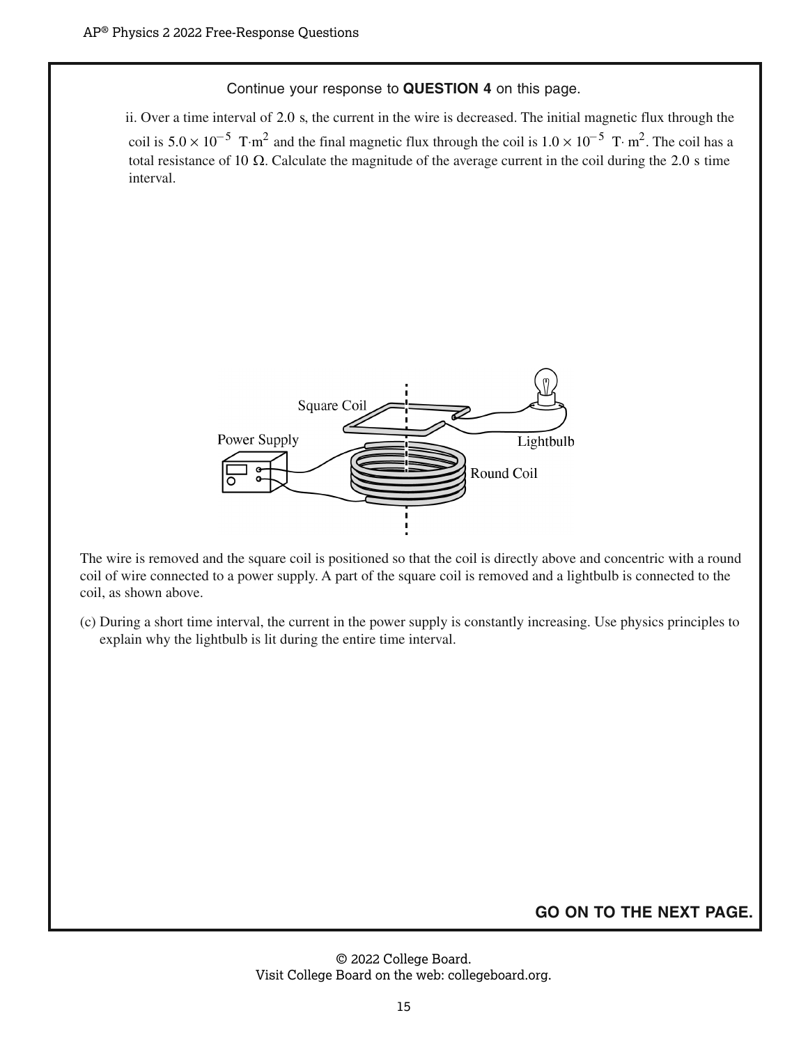Continue your response to **QUESTION 4** on this page.

ii. Over a time interval of 2.0 s, the current in the wire is decreased. The initial magnetic flux through the coil is $5.0 \times 10^{-5}$ T·m$^2$ and the final magnetic flux through the coil is $1.0 \times 10^{-5}$ T·m$^2$. The coil has a total resistance of 10 Ω. Calculate the magnitude of the average current in the coil during the 2.0 s time interval.

The wire is removed and the square coil is positioned so that the coil is directly above and concentric with a round coil of wire connected to a power supply. A part of the square coil is removed and a lightbulb is connected to the coil, as shown above.

(c) During a short time interval, the current in the power supply is constantly increasing. Use physics principles to explain why the lightbulb is lit during the entire time interval.

**GO ON TO THE NEXT PAGE.**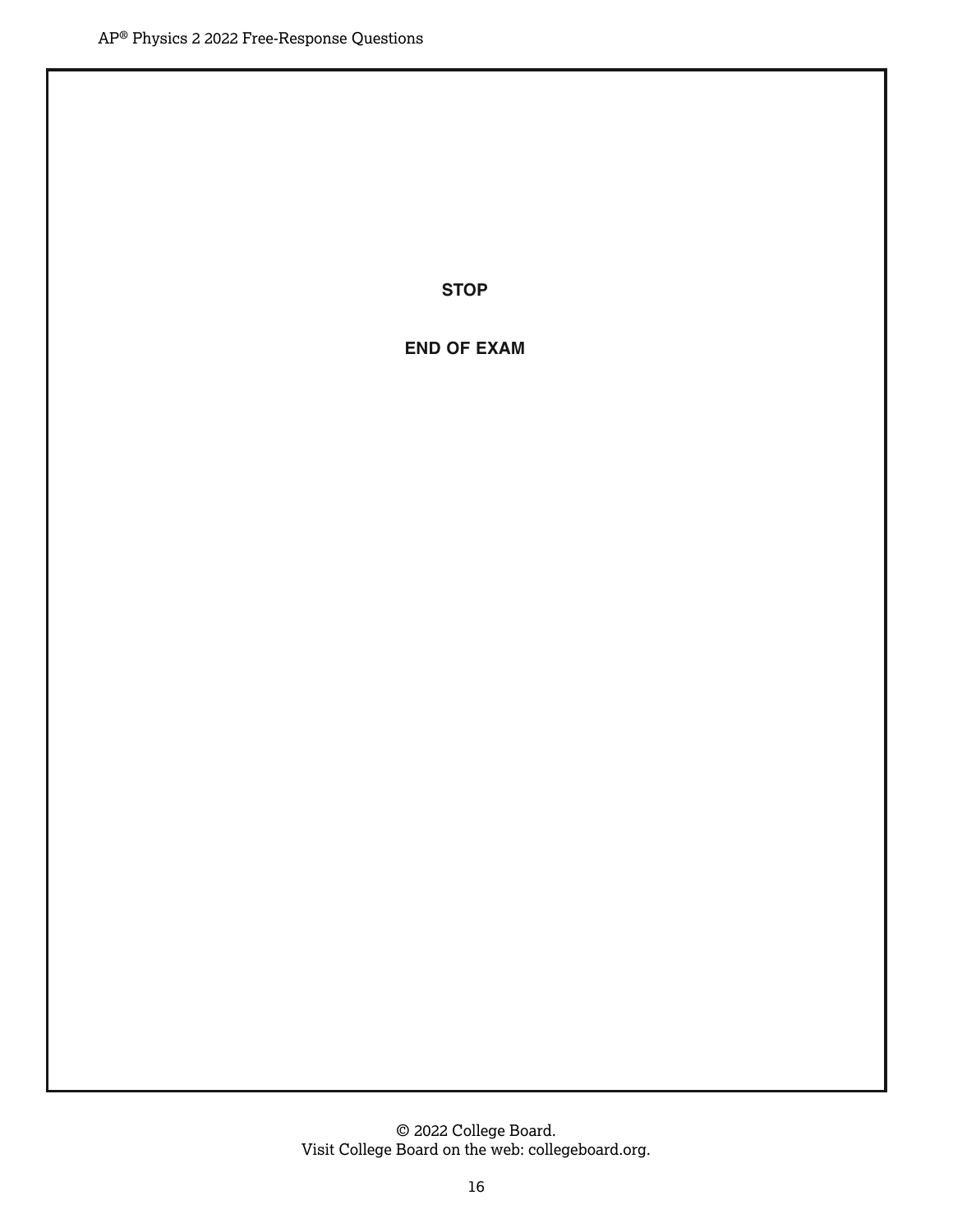**STOP**

**END OF EXAM**

© 2022 College Board.
Visit College Board on the web: collegeboard.org.